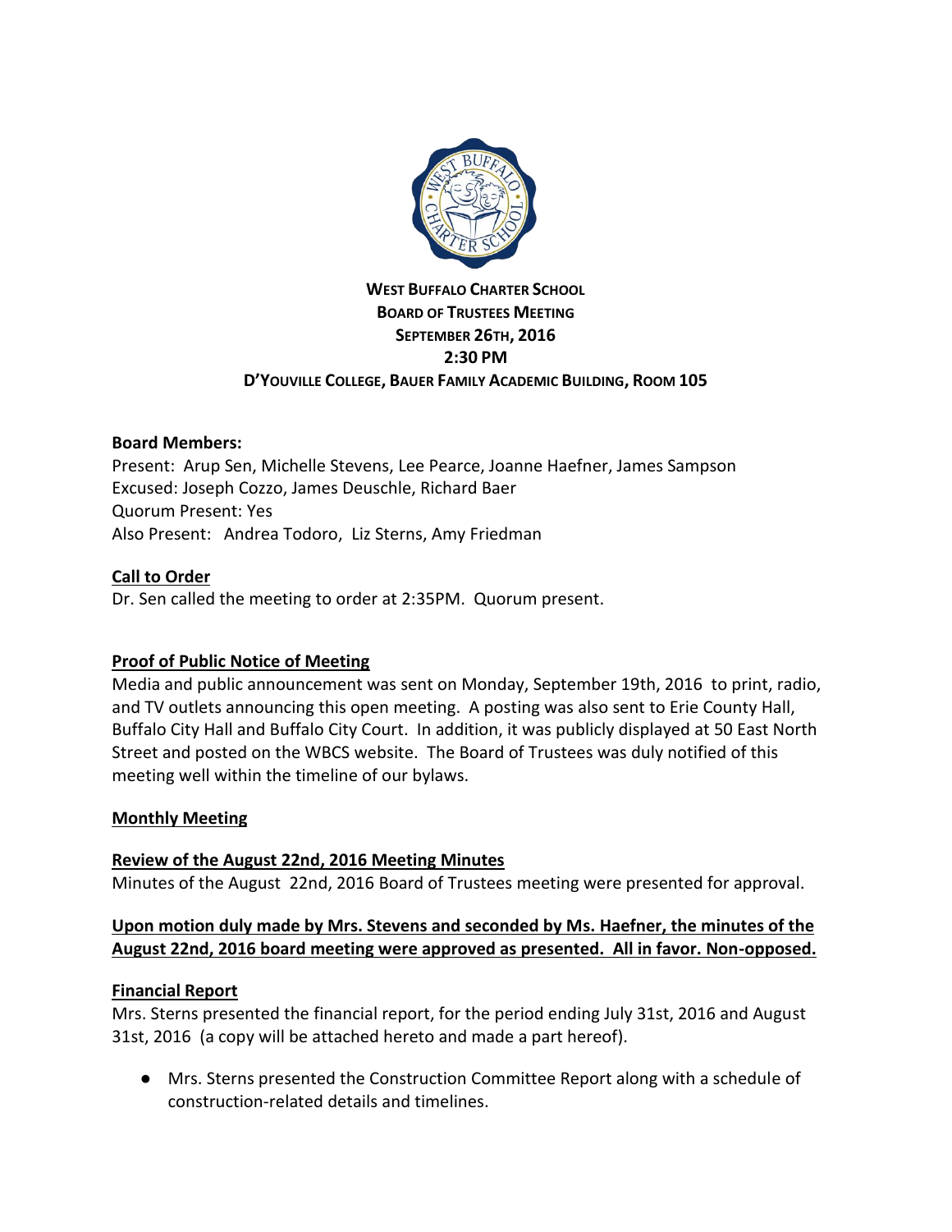**WEST BUFFALO CHARTER SCHOOL**
**BOARD OF TRUSTEES MEETING**
**SEPTEMBER 26TH, 2016**
**2:30 PM**
**D'YOUVILLE COLLEGE, BAUER FAMILY ACADEMIC BUILDING, ROOM 105**

**Board Members:**
Present: Arup Sen, Michelle Stevens, Lee Pearce, Joanne Haefner, James Sampson
Excused: Joseph Cozzo, James Deuschle, Richard Baer
Quorum Present: Yes
Also Present: Andrea Todoro, Liz Sterns, Amy Friedman

**Call to Order**
Dr. Sen called the meeting to order at 2:35PM. Quorum present.

**Proof of Public Notice of Meeting**
Media and public announcement was sent on Monday, September 19th, 2016 to print, radio, and TV outlets announcing this open meeting. A posting was also sent to Erie County Hall, Buffalo City Hall and Buffalo City Court. In addition, it was publicly displayed at 50 East North Street and posted on the WBCS website. The Board of Trustees was duly notified of this meeting well within the timeline of our bylaws.

**Monthly Meeting**

**Review of the August 22nd, 2016 Meeting Minutes**
Minutes of the August 22nd, 2016 Board of Trustees meeting were presented for approval.

**Upon motion duly made by Mrs. Stevens and seconded by Ms. Haefner, the minutes of the August 22nd, 2016 board meeting were approved as presented. All in favor. Non-opposed.**

**Financial Report**
Mrs. Sterns presented the financial report, for the period ending July 31st, 2016 and August 31st, 2016 (a copy will be attached hereto and made a part hereof).

- Mrs. Sterns presented the Construction Committee Report along with a schedule of construction-related details and timelines.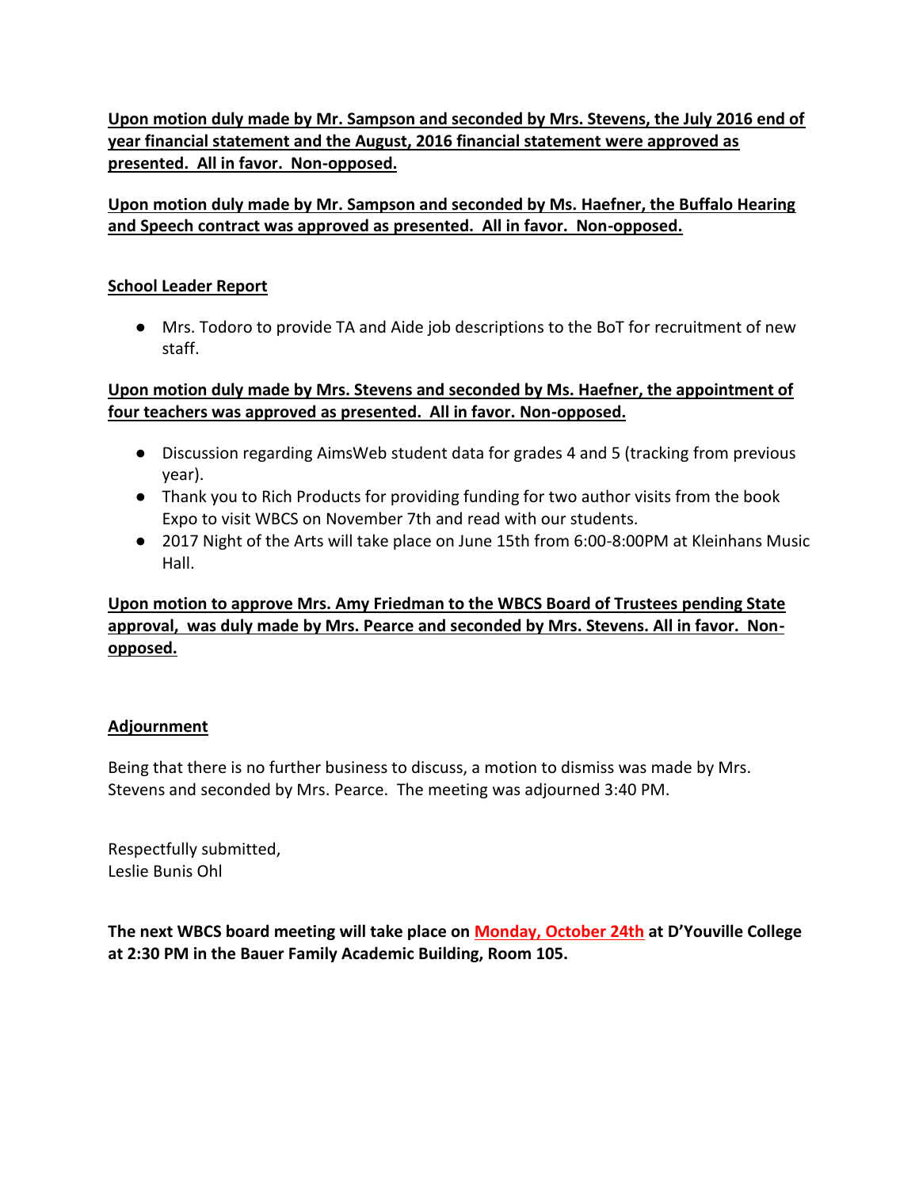**Upon motion duly made by Mr. Sampson and seconded by Mrs. Stevens, the July 2016 end of year financial statement and the August, 2016 financial statement were approved as presented. All in favor. Non-opposed.**

**Upon motion duly made by Mr. Sampson and seconded by Ms. Haefner, the Buffalo Hearing and Speech contract was approved as presented. All in favor. Non-opposed.**

**School Leader Report**

- Mrs. Todoro to provide TA and Aide job descriptions to the BoT for recruitment of new staff.

**Upon motion duly made by Mrs. Stevens and seconded by Ms. Haefner, the appointment of four teachers was approved as presented. All in favor. Non-opposed.**

- Discussion regarding AimsWeb student data for grades 4 and 5 (tracking from previous year).
- Thank you to Rich Products for providing funding for two author visits from the book Expo to visit WBCS on November 7th and read with our students.
- 2017 Night of the Arts will take place on June 15th from 6:00-8:00PM at Kleinhans Music Hall.

**Upon motion to approve Mrs. Amy Friedman to the WBCS Board of Trustees pending State approval, was duly made by Mrs. Pearce and seconded by Mrs. Stevens. All in favor. Non-opposed.**

**Adjournment**

Being that there is no further business to discuss, a motion to dismiss was made by Mrs. Stevens and seconded by Mrs. Pearce. The meeting was adjourned 3:40 PM.

Respectfully submitted,
Leslie Bunis Ohl

**The next WBCS board meeting will take place on Monday, October 24th at D'Youville College at 2:30 PM in the Bauer Family Academic Building, Room 105.**